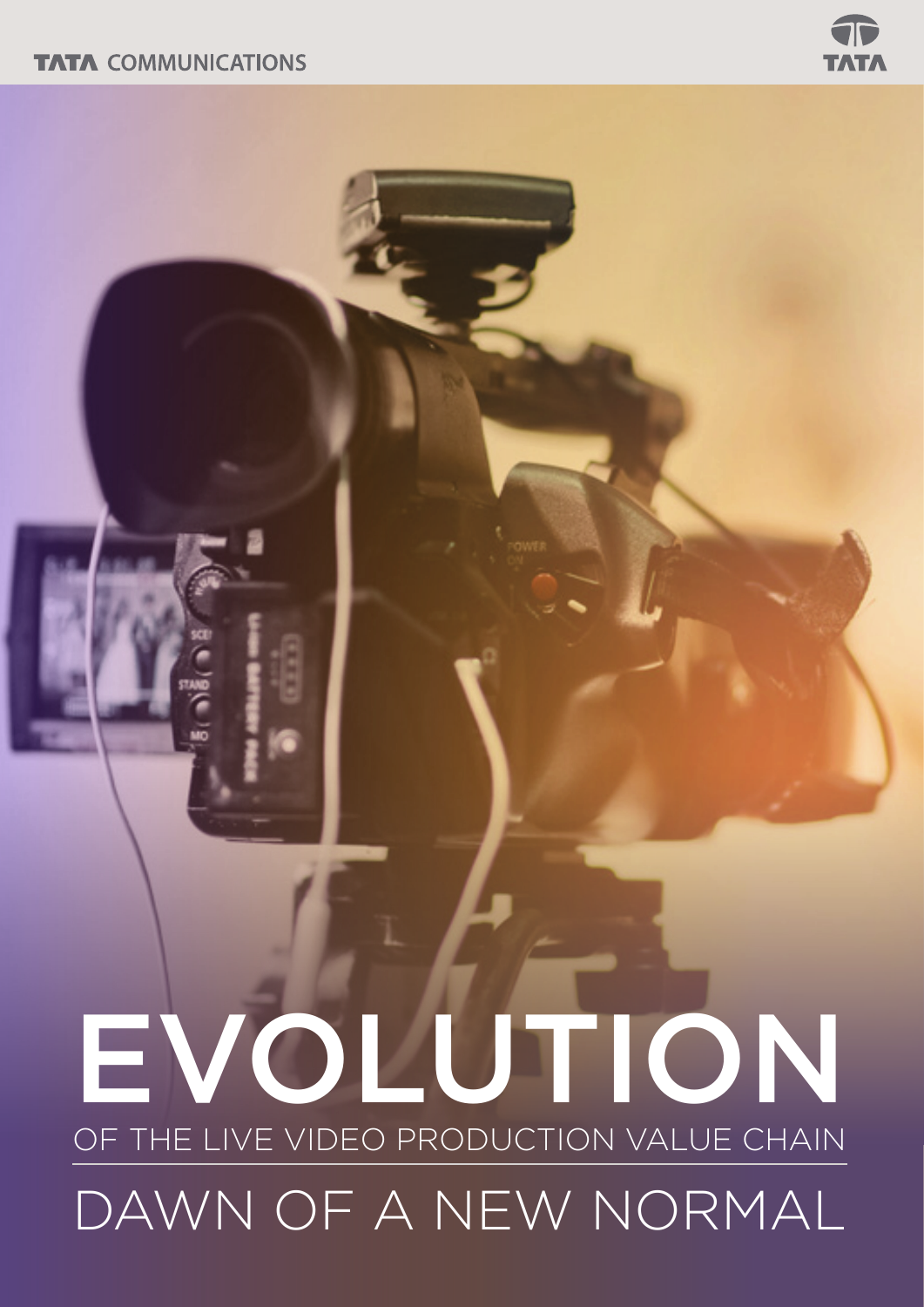TATA COMMUNICATIONS

# EVOLUTION

## OF THE LIVE VIDEO PRODUCTION VALUE CHAIN

## DAWN OF A NEW NORMAL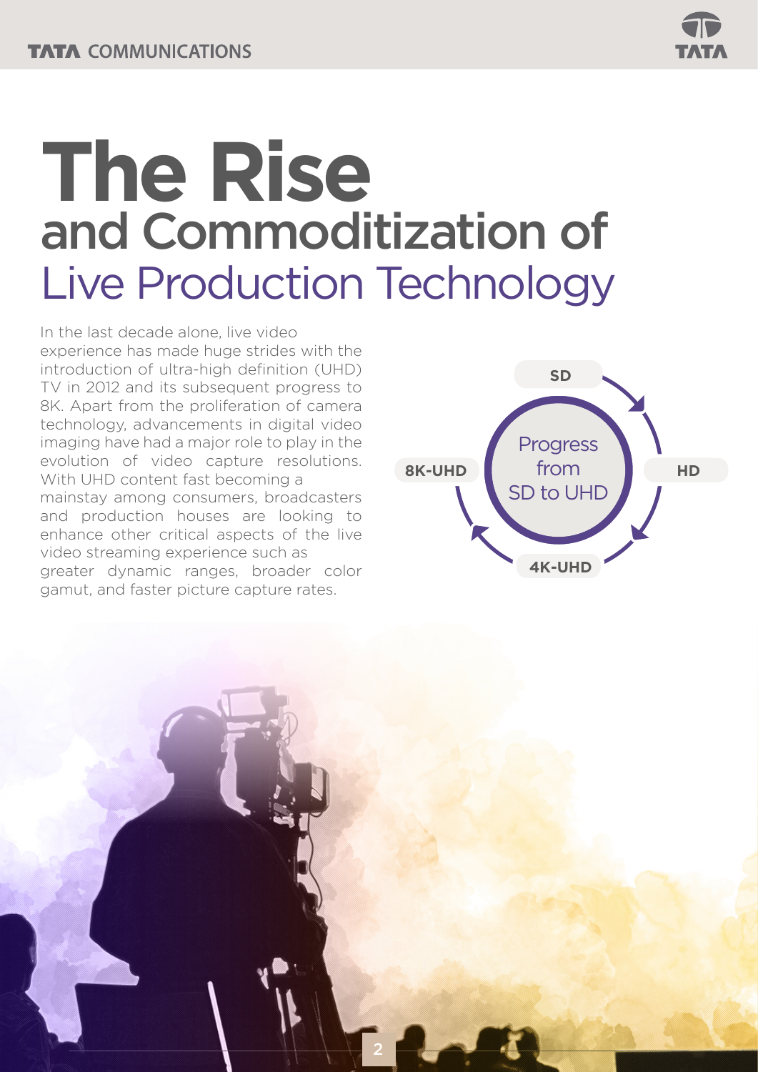# The Rise and Commoditization of Live Production Technology

In the last decade alone, live video experience has made huge strides with the introduction of ultra-high definition (UHD) TV in 2012 and its subsequent progress to 8K. Apart from the proliferation of camera technology, advancements in digital video imaging have had a major role to play in the evolution of video capture resolutions. With UHD content fast becoming a mainstay among consumers, broadcasters and production houses are looking to enhance other critical aspects of the live video streaming experience such as greater dynamic ranges, broader color gamut, and faster picture capture rates.

Progress from SD to UHD

SD → HD → 4K-UHD → 8K-UHD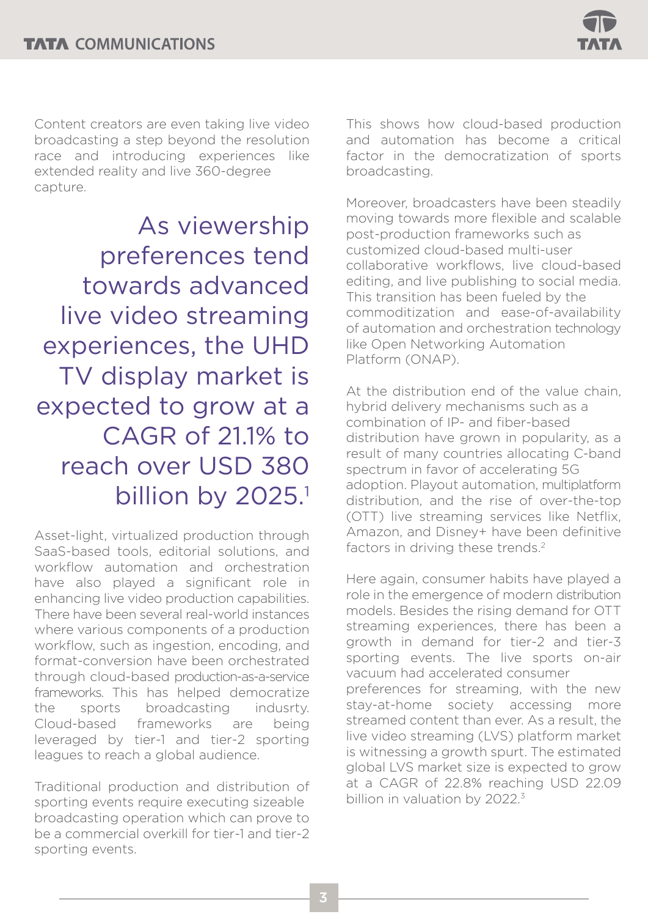Content creators are even taking live video broadcasting a step beyond the resolution race and introducing experiences like extended reality and live 360-degree capture.

> As viewership preferences tend towards advanced live video streaming experiences, the UHD TV display market is expected to grow at a CAGR of 21.1% to reach over USD 380 billion by 2025.[1]

Asset-light, virtualized production through SaaS-based tools, editorial solutions, and workflow automation and orchestration have also played a significant role in enhancing live video production capabilities. There have been several real-world instances where various components of a production workflow, such as ingestion, encoding, and format-conversion have been orchestrated through cloud-based production-as-a-service frameworks. This has helped democratize the sports broadcasting indusrty. Cloud-based frameworks are being leveraged by tier-1 and tier-2 sporting leagues to reach a global audience.

Traditional production and distribution of sporting events require executing sizeable broadcasting operation which can prove to be a commercial overkill for tier-1 and tier-2 sporting events.

This shows how cloud-based production and automation has become a critical factor in the democratization of sports broadcasting.

Moreover, broadcasters have been steadily moving towards more flexible and scalable post-production frameworks such as customized cloud-based multi-user collaborative workflows, live cloud-based editing, and live publishing to social media. This transition has been fueled by the commoditization and ease-of-availability of automation and orchestration technology like Open Networking Automation Platform (ONAP).

At the distribution end of the value chain, hybrid delivery mechanisms such as a combination of IP- and fiber-based distribution have grown in popularity, as a result of many countries allocating C-band spectrum in favor of accelerating 5G adoption. Playout automation, multiplatform distribution, and the rise of over-the-top (OTT) live streaming services like Netflix, Amazon, and Disney+ have been definitive factors in driving these trends.[2]

Here again, consumer habits have played a role in the emergence of modern distribution models. Besides the rising demand for OTT streaming experiences, there has been a growth in demand for tier-2 and tier-3 sporting events. The live sports on-air vacuum had accelerated consumer preferences for streaming, with the new stay-at-home society accessing more streamed content than ever. As a result, the live video streaming (LVS) platform market is witnessing a growth spurt. The estimated global LVS market size is expected to grow at a CAGR of 22.8% reaching USD 22.09 billion in valuation by 2022.[3]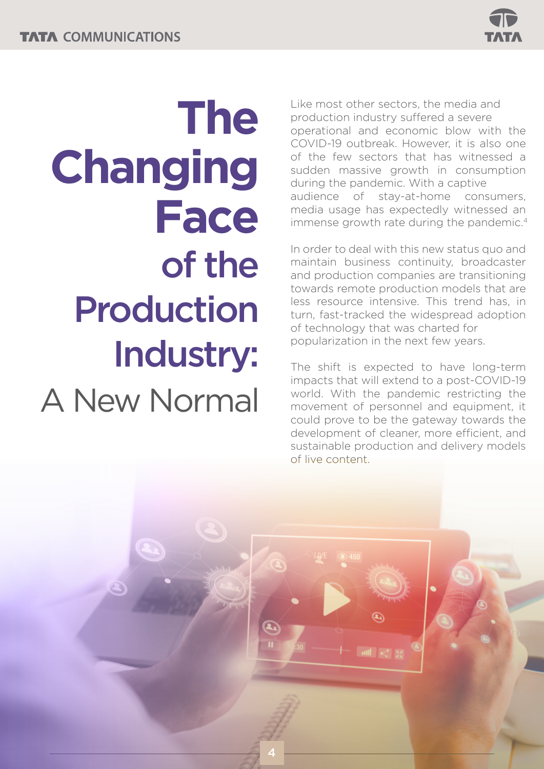# The Changing Face of the Production Industry: A New Normal

Like most other sectors, the media and production industry suffered a severe operational and economic blow with the COVID-19 outbreak. However, it is also one of the few sectors that has witnessed a sudden massive growth in consumption during the pandemic. With a captive audience of stay-at-home consumers, media usage has expectedly witnessed an immense growth rate during the pandemic.[4]

In order to deal with this new status quo and maintain business continuity, broadcaster and production companies are transitioning towards remote production models that are less resource intensive. This trend has, in turn, fast-tracked the widespread adoption of technology that was charted for popularization in the next few years.

The shift is expected to have long-term impacts that will extend to a post-COVID-19 world. With the pandemic restricting the movement of personnel and equipment, it could prove to be the gateway towards the development of cleaner, more efficient, and sustainable production and delivery models of live content.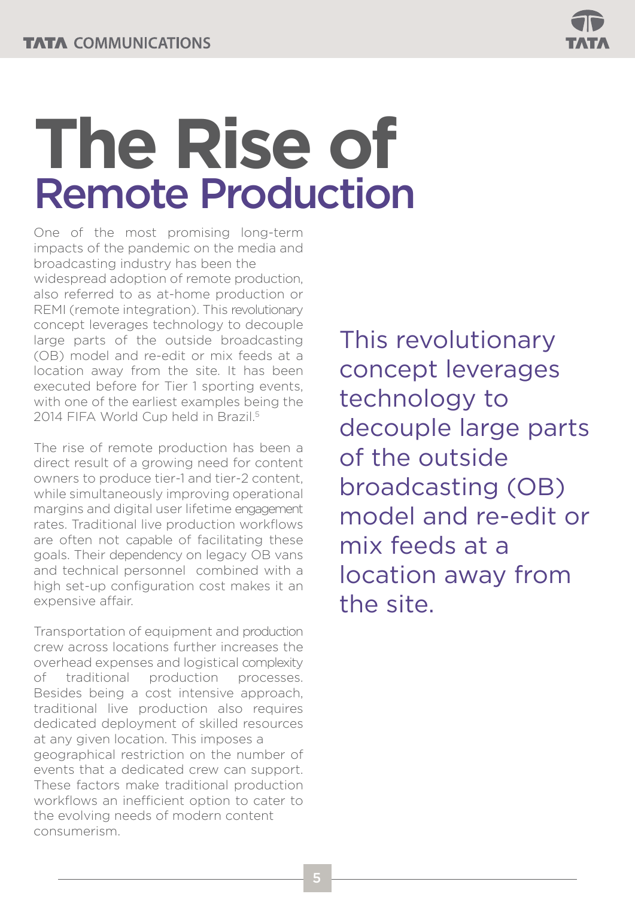# The Rise of Remote Production

One of the most promising long-term impacts of the pandemic on the media and broadcasting industry has been the widespread adoption of remote production, also referred to as at-home production or REMI (remote integration). This revolutionary concept leverages technology to decouple large parts of the outside broadcasting (OB) model and re-edit or mix feeds at a location away from the site. It has been executed before for Tier 1 sporting events, with one of the earliest examples being the 2014 FIFA World Cup held in Brazil.[5]

The rise of remote production has been a direct result of a growing need for content owners to produce tier-1 and tier-2 content, while simultaneously improving operational margins and digital user lifetime engagement rates. Traditional live production workflows are often not capable of facilitating these goals. Their dependency on legacy OB vans and technical personnel combined with a high set-up configuration cost makes it an expensive affair.

Transportation of equipment and production crew across locations further increases the overhead expenses and logistical complexity of traditional production processes. Besides being a cost intensive approach, traditional live production also requires dedicated deployment of skilled resources at any given location. This imposes a geographical restriction on the number of events that a dedicated crew can support. These factors make traditional production workflows an inefficient option to cater to the evolving needs of modern content consumerism.

> This revolutionary concept leverages technology to decouple large parts of the outside broadcasting (OB) model and re-edit or mix feeds at a location away from the site.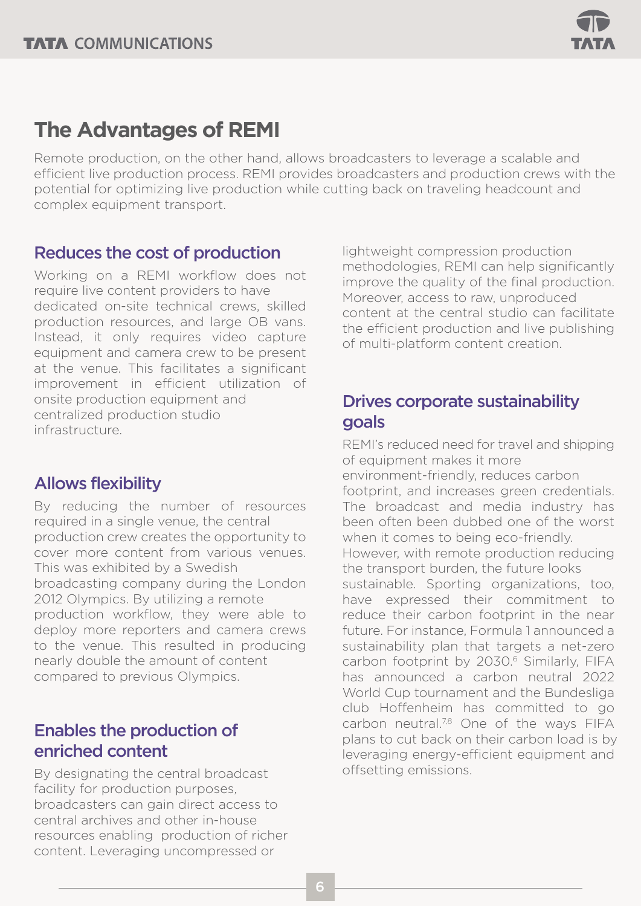# The Advantages of REMI

Remote production, on the other hand, allows broadcasters to leverage a scalable and efficient live production process. REMI provides broadcasters and production crews with the potential for optimizing live production while cutting back on traveling headcount and complex equipment transport.

## Reduces the cost of production

Working on a REMI workflow does not require live content providers to have dedicated on-site technical crews, skilled production resources, and large OB vans. Instead, it only requires video capture equipment and camera crew to be present at the venue. This facilitates a significant improvement in efficient utilization of onsite production equipment and centralized production studio infrastructure.

## Allows flexibility

By reducing the number of resources required in a single venue, the central production crew creates the opportunity to cover more content from various venues. This was exhibited by a Swedish broadcasting company during the London 2012 Olympics. By utilizing a remote production workflow, they were able to deploy more reporters and camera crews to the venue. This resulted in producing nearly double the amount of content compared to previous Olympics.

## Enables the production of enriched content

By designating the central broadcast facility for production purposes, broadcasters can gain direct access to central archives and other in-house resources enabling production of richer content. Leveraging uncompressed or lightweight compression production methodologies, REMI can help significantly improve the quality of the final production. Moreover, access to raw, unproduced content at the central studio can facilitate the efficient production and live publishing of multi-platform content creation.

## Drives corporate sustainability goals

REMI's reduced need for travel and shipping of equipment makes it more environment-friendly, reduces carbon footprint, and increases green credentials. The broadcast and media industry has been often been dubbed one of the worst when it comes to being eco-friendly. However, with remote production reducing the transport burden, the future looks sustainable. Sporting organizations, too, have expressed their commitment to reduce their carbon footprint in the near future. For instance, Formula 1 announced a sustainability plan that targets a net-zero carbon footprint by 2030.[6] Similarly, FIFA has announced a carbon neutral 2022 World Cup tournament and the Bundesliga club Hoffenheim has committed to go carbon neutral.[7,8] One of the ways FIFA plans to cut back on their carbon load is by leveraging energy-efficient equipment and offsetting emissions.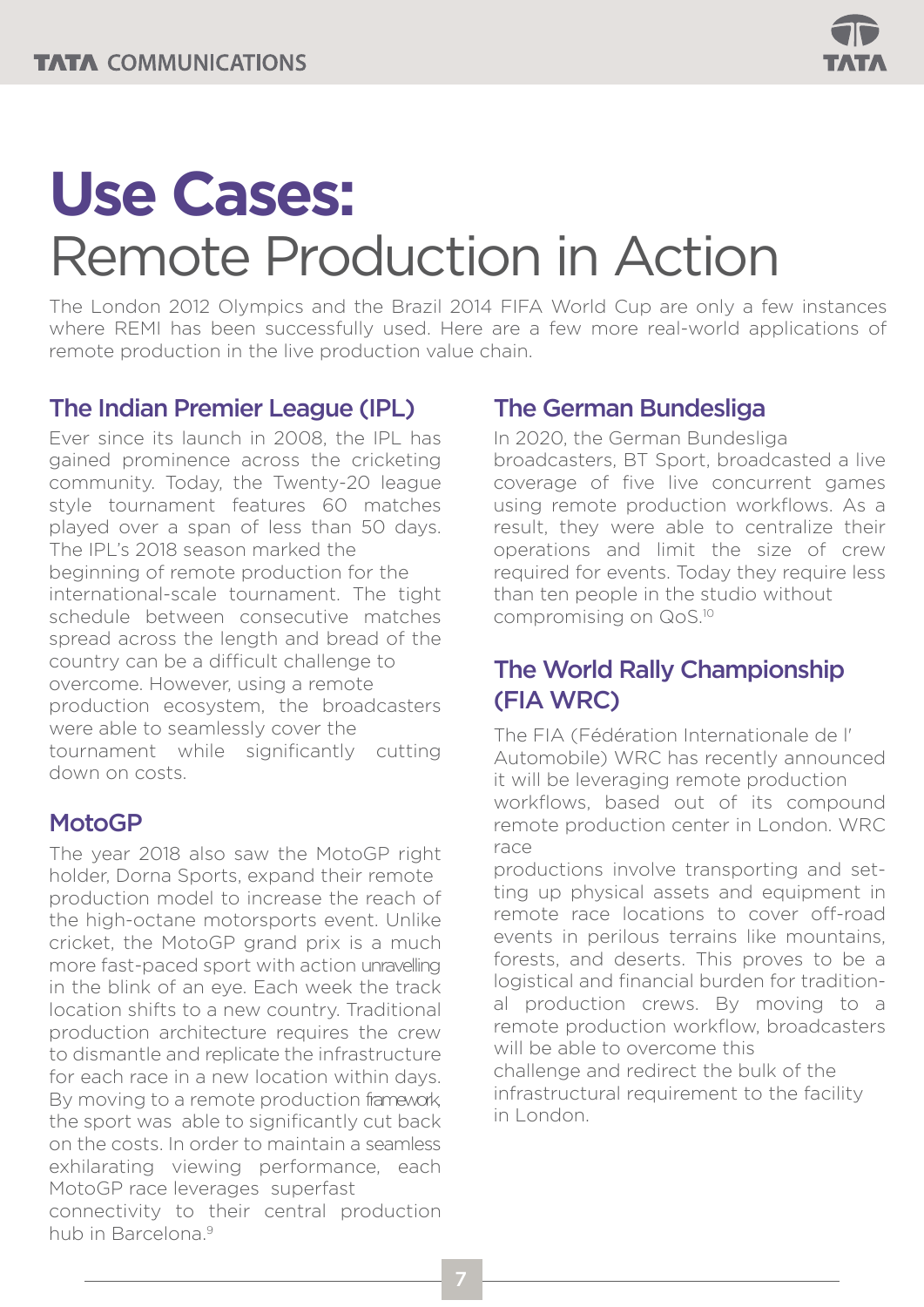# **Use Cases:** Remote Production in Action

The London 2012 Olympics and the Brazil 2014 FIFA World Cup are only a few instances where REMI has been successfully used. Here are a few more real-world applications of remote production in the live production value chain.

## The Indian Premier League (IPL)

Ever since its launch in 2008, the IPL has gained prominence across the cricketing community. Today, the Twenty-20 league style tournament features 60 matches played over a span of less than 50 days. The IPL's 2018 season marked the beginning of remote production for the international-scale tournament. The tight schedule between consecutive matches spread across the length and bread of the country can be a difficult challenge to overcome. However, using a remote production ecosystem, the broadcasters were able to seamlessly cover the tournament while significantly cutting down on costs.

## MotoGP

The year 2018 also saw the MotoGP right holder, Dorna Sports, expand their remote production model to increase the reach of the high-octane motorsports event. Unlike cricket, the MotoGP grand prix is a much more fast-paced sport with action unravelling in the blink of an eye. Each week the track location shifts to a new country. Traditional production architecture requires the crew to dismantle and replicate the infrastructure for each race in a new location within days. By moving to a remote production framework, the sport was able to significantly cut back on the costs. In order to maintain a seamless exhilarating viewing performance, each MotoGP race leverages superfast connectivity to their central production hub in Barcelona.[9]

## The German Bundesliga

In 2020, the German Bundesliga broadcasters, BT Sport, broadcasted a live coverage of five live concurrent games using remote production workflows. As a result, they were able to centralize their operations and limit the size of crew required for events. Today they require less than ten people in the studio without compromising on QoS.[10]

## The World Rally Championship (FIA WRC)

The FIA (Fédération Internationale de l' Automobile) WRC has recently announced it will be leveraging remote production workflows, based out of its compound remote production center in London. WRC race productions involve transporting and setting up physical assets and equipment in remote race locations to cover off-road events in perilous terrains like mountains, forests, and deserts. This proves to be a logistical and financial burden for traditional production crews. By moving to a remote production workflow, broadcasters will be able to overcome this challenge and redirect the bulk of the infrastructural requirement to the facility in London.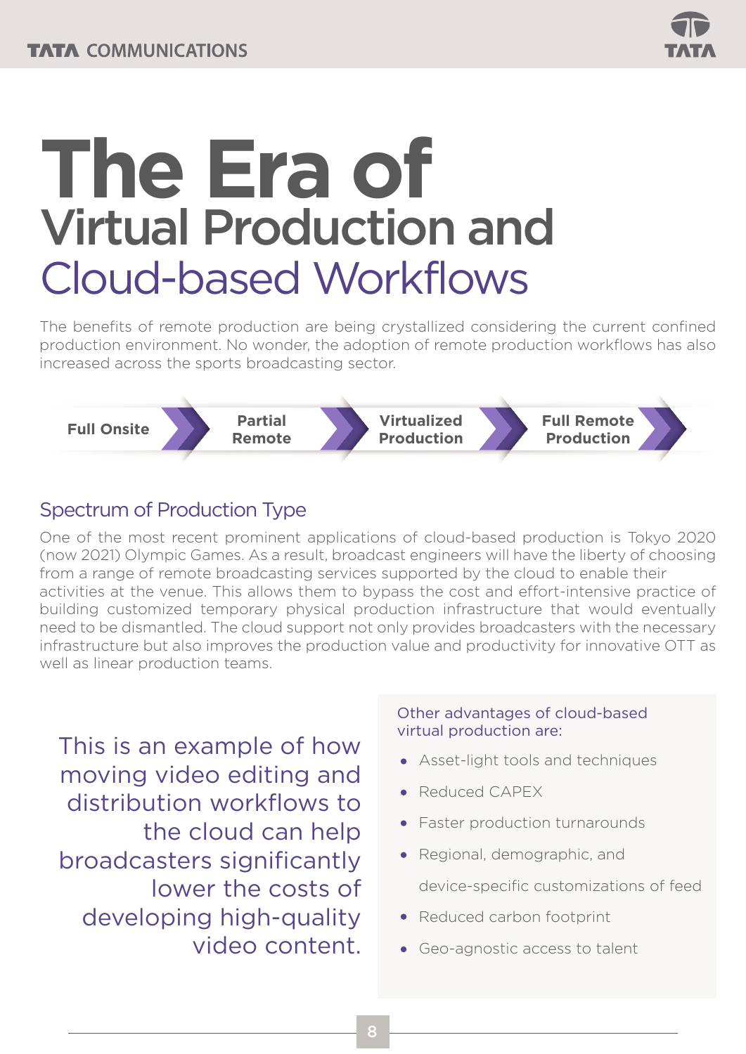# The Era of Virtual Production and Cloud-based Workflows

The benefits of remote production are being crystallized considering the current confined production environment. No wonder, the adoption of remote production workflows has also increased across the sports broadcasting sector.

Full Onsite → Partial Remote → Virtualized Production → Full Remote Production

## Spectrum of Production Type

One of the most recent prominent applications of cloud-based production is Tokyo 2020 (now 2021) Olympic Games. As a result, broadcast engineers will have the liberty of choosing from a range of remote broadcasting services supported by the cloud to enable their activities at the venue. This allows them to bypass the cost and effort-intensive practice of building customized temporary physical production infrastructure that would eventually need to be dismantled. The cloud support not only provides broadcasters with the necessary infrastructure but also improves the production value and productivity for innovative OTT as well as linear production teams.

This is an example of how moving video editing and distribution workflows to the cloud can help broadcasters significantly lower the costs of developing high-quality video content.

Other advantages of cloud-based virtual production are:

- Asset-light tools and techniques
- Reduced CAPEX
- Faster production turnarounds
- Regional, demographic, and device-specific customizations of feed
- Reduced carbon footprint
- Geo-agnostic access to talent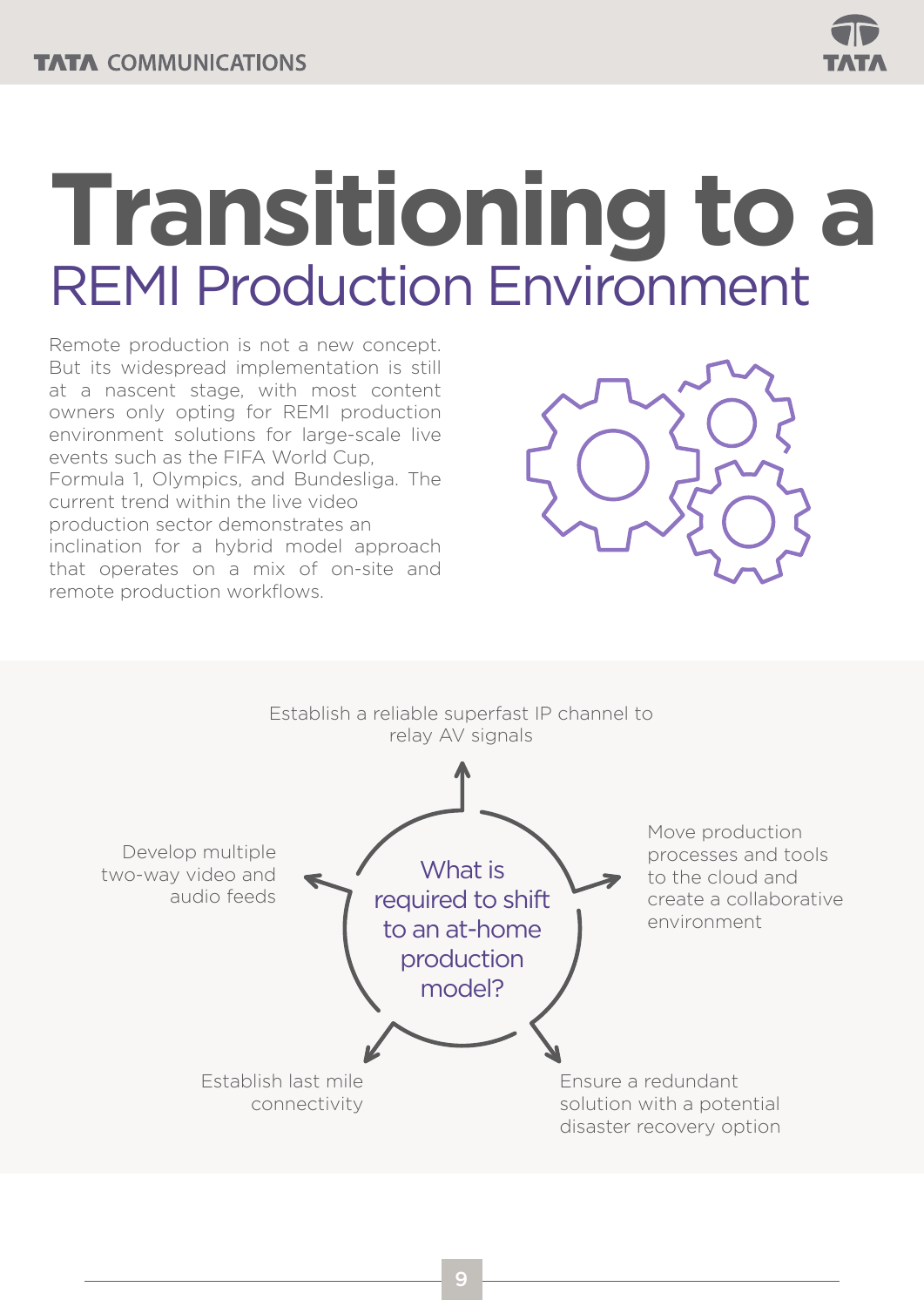# Transitioning to a REMI Production Environment

Remote production is not a new concept. But its widespread implementation is still at a nascent stage, with most content owners only opting for REMI production environment solutions for large-scale live events such as the FIFA World Cup, Formula 1, Olympics, and Bundesliga. The current trend within the live video production sector demonstrates an inclination for a hybrid model approach that operates on a mix of on-site and remote production workflows.

What is required to shift to an at-home production model?

Establish a reliable superfast IP channel to relay AV signals

Move production processes and tools to the cloud and create a collaborative environment

Ensure a redundant solution with a potential disaster recovery option

Establish last mile connectivity

Develop multiple two-way video and audio feeds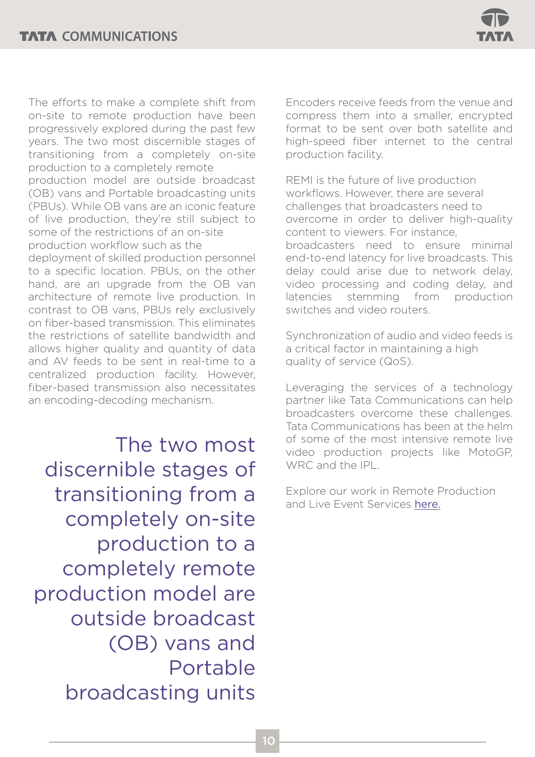The efforts to make a complete shift from on-site to remote production have been progressively explored during the past few years. The two most discernible stages of transitioning from a completely on-site production to a completely remote production model are outside broadcast (OB) vans and Portable broadcasting units (PBUs). While OB vans are an iconic feature of live production, they're still subject to some of the restrictions of an on-site production workflow such as the deployment of skilled production personnel to a specific location. PBUs, on the other hand, are an upgrade from the OB van architecture of remote live production. In contrast to OB vans, PBUs rely exclusively on fiber-based transmission. This eliminates the restrictions of satellite bandwidth and allows higher quality and quantity of data and AV feeds to be sent in real-time to a centralized production facility. However, fiber-based transmission also necessitates an encoding-decoding mechanism.

> The two most discernible stages of transitioning from a completely on-site production to a completely remote production model are outside broadcast (OB) vans and Portable broadcasting units

Encoders receive feeds from the venue and compress them into a smaller, encrypted format to be sent over both satellite and high-speed fiber internet to the central production facility.

REMI is the future of live production workflows. However, there are several challenges that broadcasters need to overcome in order to deliver high-quality content to viewers. For instance, broadcasters need to ensure minimal end-to-end latency for live broadcasts. This delay could arise due to network delay, video processing and coding delay, and latencies stemming from production switches and video routers.

Synchronization of audio and video feeds is a critical factor in maintaining a high quality of service (QoS).

Leveraging the services of a technology partner like Tata Communications can help broadcasters overcome these challenges. Tata Communications has been at the helm of some of the most intensive remote live video production projects like MotoGP, WRC and the IPL.

Explore our work in Remote Production and Live Event Services here.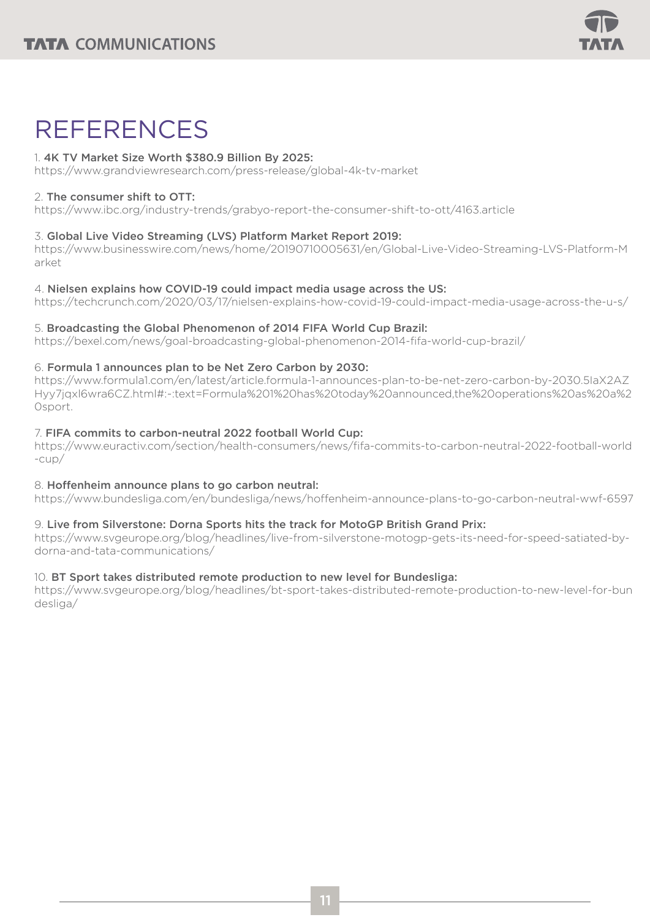# REFERENCES

1. **4K TV Market Size Worth $380.9 Billion By 2025:**
https://www.grandviewresearch.com/press-release/global-4k-tv-market

2. **The consumer shift to OTT:**
https://www.ibc.org/industry-trends/grabyo-report-the-consumer-shift-to-ott/4163.article

3. **Global Live Video Streaming (LVS) Platform Market Report 2019:**
https://www.businesswire.com/news/home/20190710005631/en/Global-Live-Video-Streaming-LVS-Platform-Market

4. **Nielsen explains how COVID-19 could impact media usage across the US:**
https://techcrunch.com/2020/03/17/nielsen-explains-how-covid-19-could-impact-media-usage-across-the-u-s/

5. **Broadcasting the Global Phenomenon of 2014 FIFA World Cup Brazil:**
https://bexel.com/news/goal-broadcasting-global-phenomenon-2014-fifa-world-cup-brazil/

6. **Formula 1 announces plan to be Net Zero Carbon by 2030:**
https://www.formula1.com/en/latest/article.formula-1-announces-plan-to-be-net-zero-carbon-by-2030.5IaX2AZHyy7jqxl6wra6CZ.html#:~:text=Formula%201%20has%20today%20announced,the%20operations%20as%20a%20sport.

7. **FIFA commits to carbon-neutral 2022 football World Cup:**
https://www.euractiv.com/section/health-consumers/news/fifa-commits-to-carbon-neutral-2022-football-world-cup/

8. **Hoffenheim announce plans to go carbon neutral:**
https://www.bundesliga.com/en/bundesliga/news/hoffenheim-announce-plans-to-go-carbon-neutral-wwf-6597

9. **Live from Silverstone: Dorna Sports hits the track for MotoGP British Grand Prix:**
https://www.svgeurope.org/blog/headlines/live-from-silverstone-motogp-gets-its-need-for-speed-satiated-by-dorna-and-tata-communications/

10. **BT Sport takes distributed remote production to new level for Bundesliga:**
https://www.svgeurope.org/blog/headlines/bt-sport-takes-distributed-remote-production-to-new-level-for-bundesliga/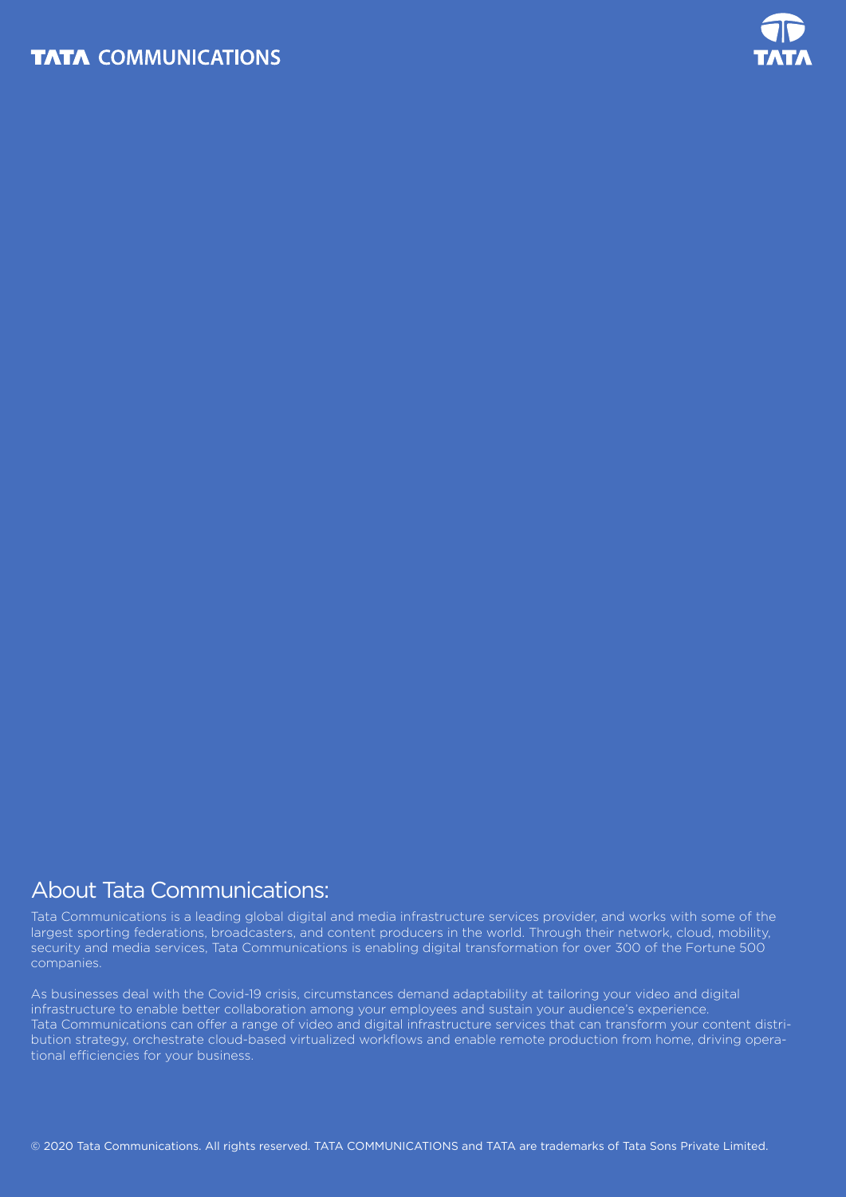## About Tata Communications:

Tata Communications is a leading global digital and media infrastructure services provider, and works with some of the largest sporting federations, broadcasters, and content producers in the world. Through their network, cloud, mobility, security and media services, Tata Communications is enabling digital transformation for over 300 of the Fortune 500 companies.

As businesses deal with the Covid-19 crisis, circumstances demand adaptability at tailoring your video and digital infrastructure to enable better collaboration among your employees and sustain your audience's experience.
Tata Communications can offer a range of video and digital infrastructure services that can transform your content distribution strategy, orchestrate cloud-based virtualized workflows and enable remote production from home, driving operational efficiencies for your business.

© 2020 Tata Communications. All rights reserved. TATA COMMUNICATIONS and TATA are trademarks of Tata Sons Private Limited.